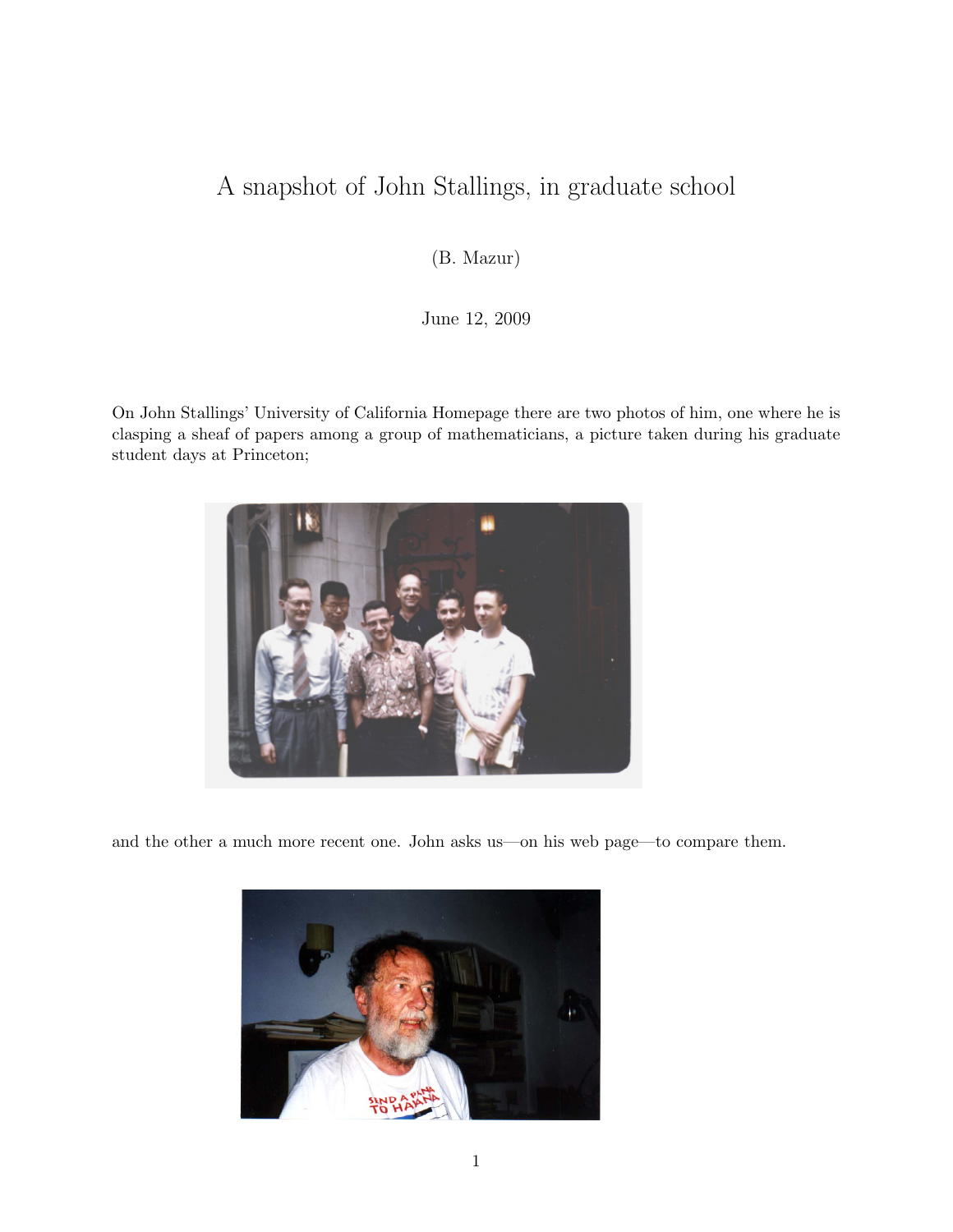# A snapshot of John Stallings, in graduate school

(B. Mazur)

June 12, 2009

On John Stallings' University of California Homepage there are two photos of him, one where he is clasping a sheaf of papers among a group of mathematicians, a picture taken during his graduate student days at Princeton;

and the other a much more recent one. John asks us—on his web page—to compare them.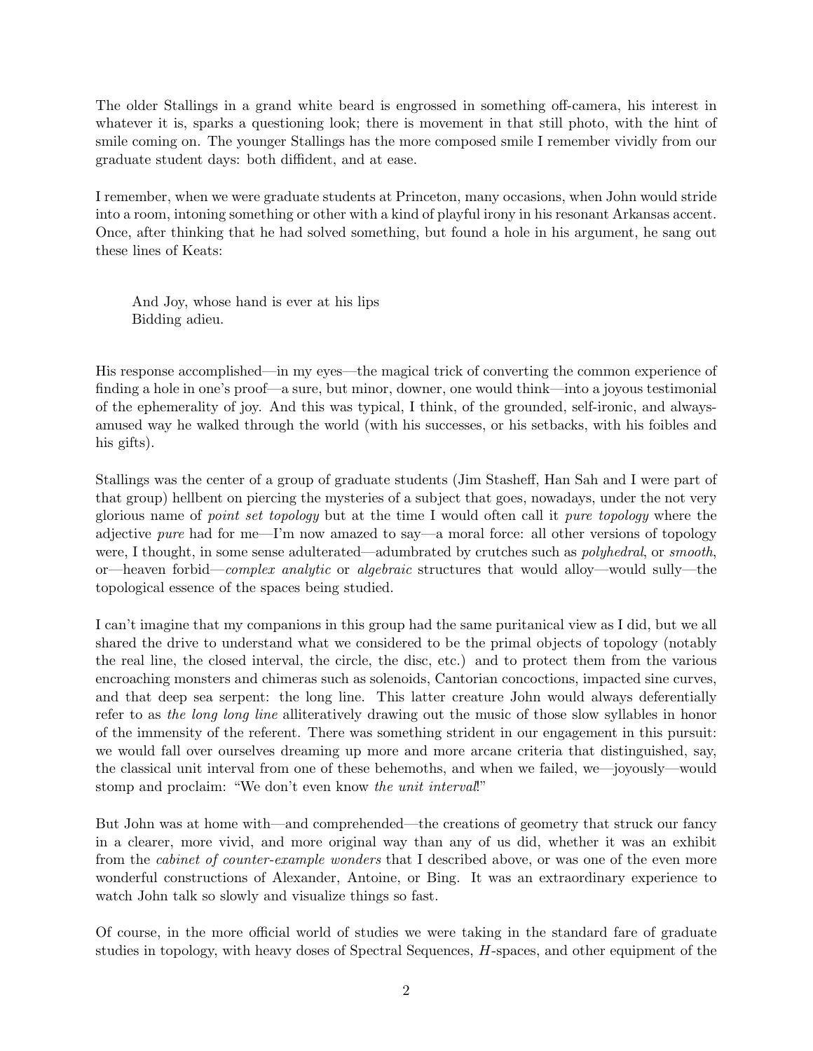The older Stallings in a grand white beard is engrossed in something off-camera, his interest in whatever it is, sparks a questioning look; there is movement in that still photo, with the hint of smile coming on. The younger Stallings has the more composed smile I remember vividly from our graduate student days: both diffident, and at ease.

I remember, when we were graduate students at Princeton, many occasions, when John would stride into a room, intoning something or other with a kind of playful irony in his resonant Arkansas accent. Once, after thinking that he had solved something, but found a hole in his argument, he sang out these lines of Keats:

> And Joy, whose hand is ever at his lips
> Bidding adieu.

His response accomplished—in my eyes—the magical trick of converting the common experience of finding a hole in one's proof—a sure, but minor, downer, one would think—into a joyous testimonial of the ephemerality of joy. And this was typical, I think, of the grounded, self-ironic, and always-amused way he walked through the world (with his successes, or his setbacks, with his foibles and his gifts).

Stallings was the center of a group of graduate students (Jim Stasheff, Han Sah and I were part of that group) hellbent on piercing the mysteries of a subject that goes, nowadays, under the not very glorious name of *point set topology* but at the time I would often call it *pure topology* where the adjective *pure* had for me—I'm now amazed to say—a moral force: all other versions of topology were, I thought, in some sense adulterated—adumbrated by crutches such as *polyhedral*, or *smooth*, or—heaven forbid—*complex analytic* or *algebraic* structures that would alloy—would sully—the topological essence of the spaces being studied.

I can't imagine that my companions in this group had the same puritanical view as I did, but we all shared the drive to understand what we considered to be the primal objects of topology (notably the real line, the closed interval, the circle, the disc, etc.) and to protect them from the various encroaching monsters and chimeras such as solenoids, Cantorian concoctions, impacted sine curves, and that deep sea serpent: the long line. This latter creature John would always deferentially refer to as *the long long line* alliteratively drawing out the music of those slow syllables in honor of the immensity of the referent. There was something strident in our engagement in this pursuit: we would fall over ourselves dreaming up more and more arcane criteria that distinguished, say, the classical unit interval from one of these behemoths, and when we failed, we—joyously—would stomp and proclaim: "We don't even know *the unit interval*!"

But John was at home with—and comprehended—the creations of geometry that struck our fancy in a clearer, more vivid, and more original way than any of us did, whether it was an exhibit from the *cabinet of counter-example wonders* that I described above, or was one of the even more wonderful constructions of Alexander, Antoine, or Bing. It was an extraordinary experience to watch John talk so slowly and visualize things so fast.

Of course, in the more official world of studies we were taking in the standard fare of graduate studies in topology, with heavy doses of Spectral Sequences, $H$-spaces, and other equipment of the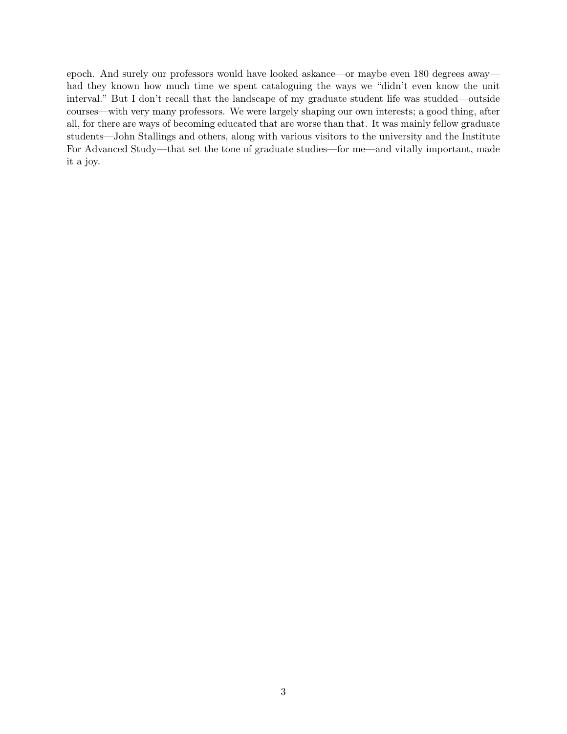epoch. And surely our professors would have looked askance—or maybe even 180 degrees away—had they known how much time we spent cataloguing the ways we "didn't even know the unit interval." But I don't recall that the landscape of my graduate student life was studded—outside courses—with very many professors. We were largely shaping our own interests; a good thing, after all, for there are ways of becoming educated that are worse than that. It was mainly fellow graduate students—John Stallings and others, along with various visitors to the university and the Institute For Advanced Study—that set the tone of graduate studies—for me—and vitally important, made it a joy.